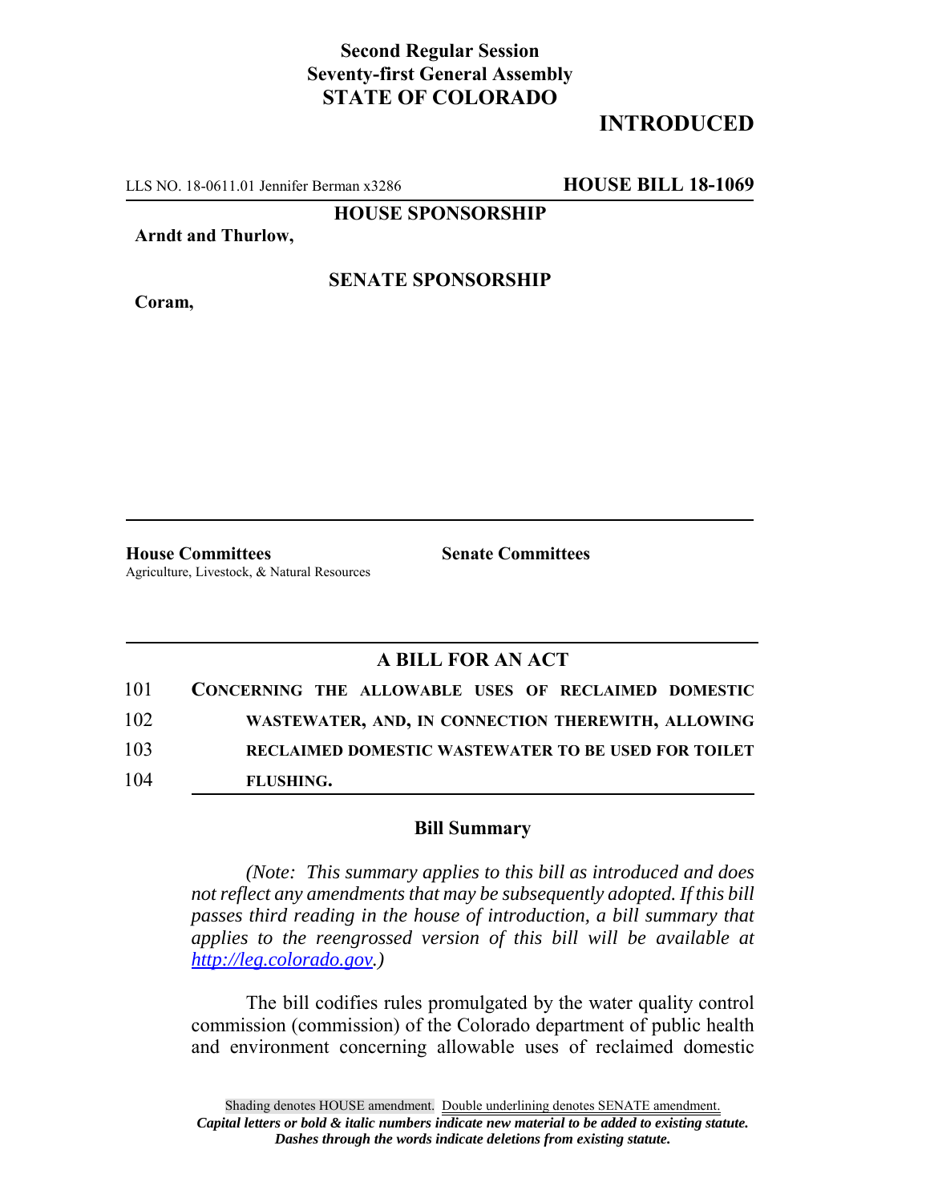**Second Regular Session**
**Seventy-first General Assembly**
**STATE OF COLORADO**

# INTRODUCED

LLS NO. 18-0611.01 Jennifer Berman x3286 **HOUSE BILL 18-1069**

**HOUSE SPONSORSHIP**

**Arndt and Thurlow,**

**SENATE SPONSORSHIP**

**Coram,**

**House Committees**
Agriculture, Livestock, & Natural Resources

**Senate Committees**

## A BILL FOR AN ACT

101 **CONCERNING THE ALLOWABLE USES OF RECLAIMED DOMESTIC**
102 **WASTEWATER, AND, IN CONNECTION THEREWITH, ALLOWING**
103 **RECLAIMED DOMESTIC WASTEWATER TO BE USED FOR TOILET**
104 **FLUSHING.**

### Bill Summary

*(Note: This summary applies to this bill as introduced and does not reflect any amendments that may be subsequently adopted. If this bill passes third reading in the house of introduction, a bill summary that applies to the reengrossed version of this bill will be available at http://leg.colorado.gov.)*

The bill codifies rules promulgated by the water quality control commission (commission) of the Colorado department of public health and environment concerning allowable uses of reclaimed domestic

Shading denotes HOUSE amendment. Double underlining denotes SENATE amendment.
*Capital letters or bold & italic numbers indicate new material to be added to existing statute.*
*Dashes through the words indicate deletions from existing statute.*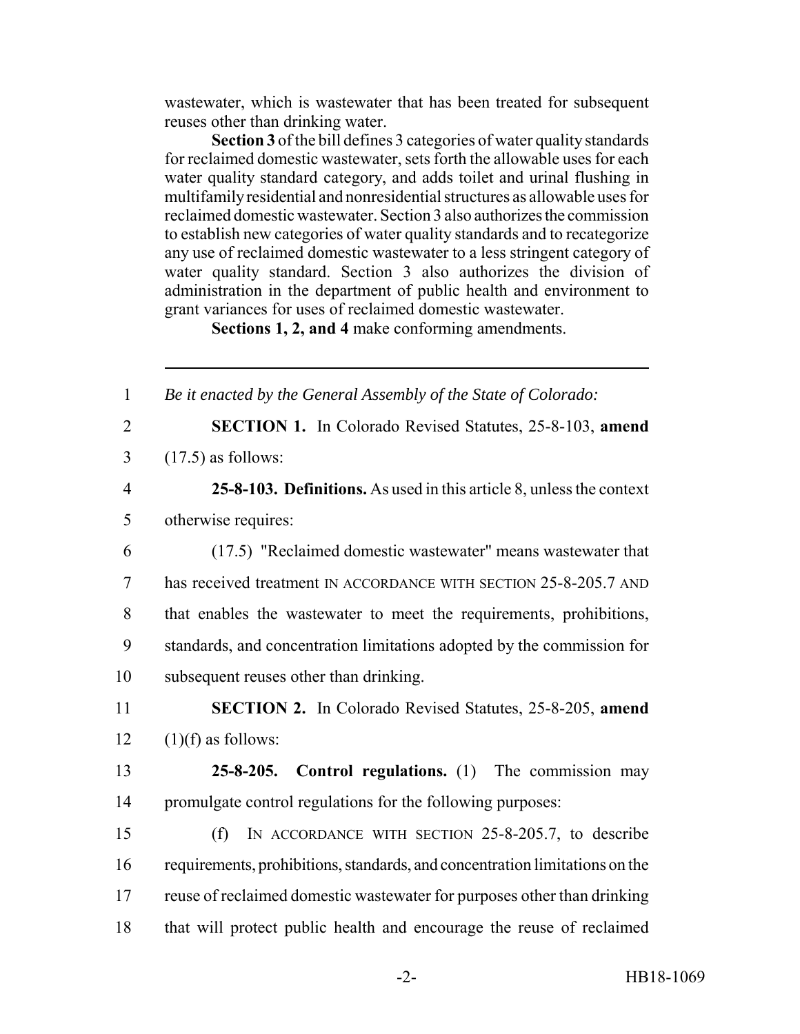wastewater, which is wastewater that has been treated for subsequent reuses other than drinking water.

**Section 3** of the bill defines 3 categories of water quality standards for reclaimed domestic wastewater, sets forth the allowable uses for each water quality standard category, and adds toilet and urinal flushing in multifamily residential and nonresidential structures as allowable uses for reclaimed domestic wastewater. Section 3 also authorizes the commission to establish new categories of water quality standards and to recategorize any use of reclaimed domestic wastewater to a less stringent category of water quality standard. Section 3 also authorizes the division of administration in the department of public health and environment to grant variances for uses of reclaimed domestic wastewater.

**Sections 1, 2, and 4** make conforming amendments.

---

1 *Be it enacted by the General Assembly of the State of Colorado:*

2 **SECTION 1.** In Colorado Revised Statutes, 25-8-103, **amend**
3 (17.5) as follows:

4 **25-8-103. Definitions.** As used in this article 8, unless the context
5 otherwise requires:

6 (17.5) "Reclaimed domestic wastewater" means wastewater that
7 has received treatment IN ACCORDANCE WITH SECTION 25-8-205.7 AND
8 that enables the wastewater to meet the requirements, prohibitions,
9 standards, and concentration limitations adopted by the commission for
10 subsequent reuses other than drinking.

11 **SECTION 2.** In Colorado Revised Statutes, 25-8-205, **amend**
12 (1)(f) as follows:

13 **25-8-205. Control regulations.** (1) The commission may
14 promulgate control regulations for the following purposes:

15 (f) IN ACCORDANCE WITH SECTION 25-8-205.7, to describe
16 requirements, prohibitions, standards, and concentration limitations on the
17 reuse of reclaimed domestic wastewater for purposes other than drinking
18 that will protect public health and encourage the reuse of reclaimed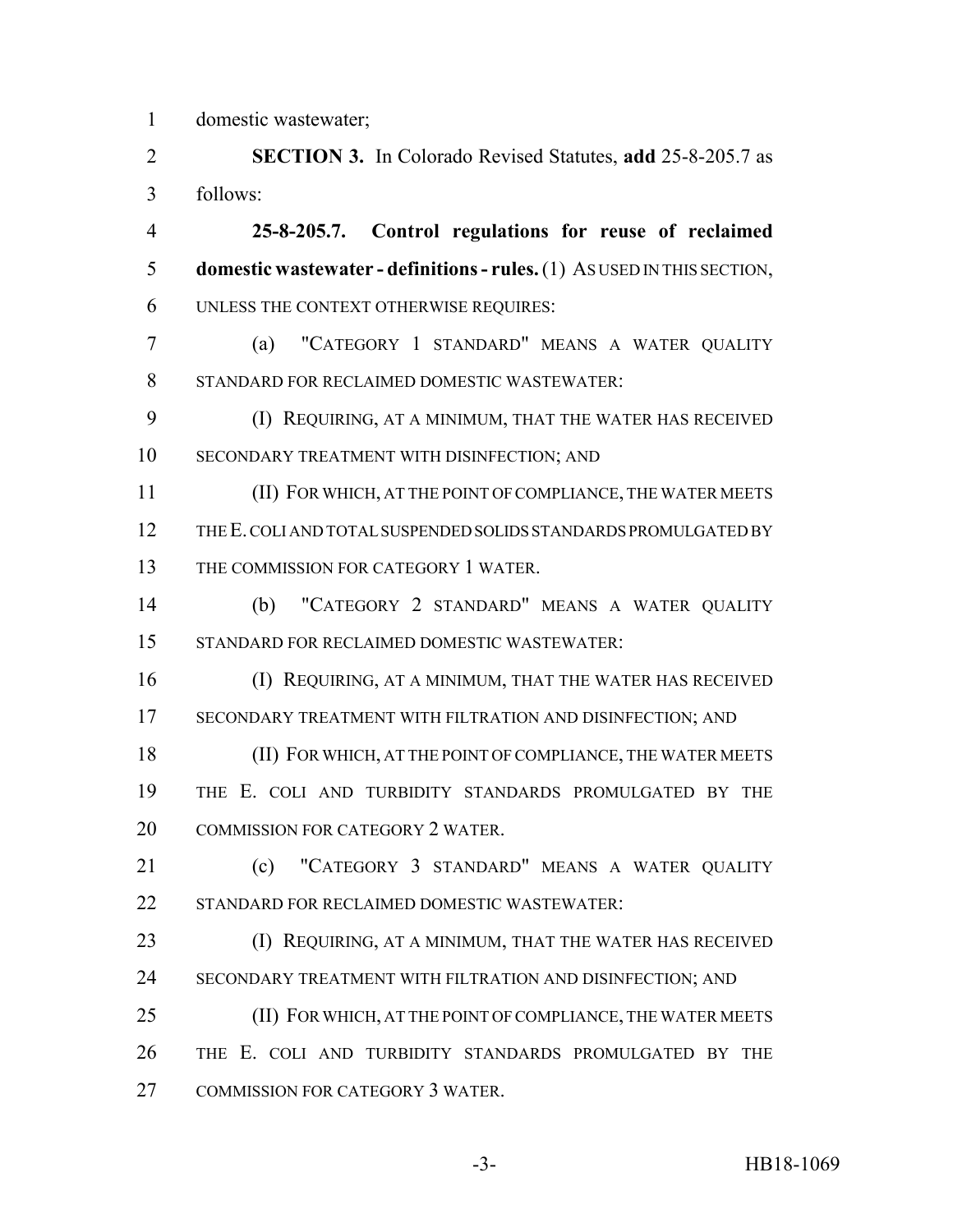domestic wastewater;

**SECTION 3.** In Colorado Revised Statutes, **add** 25-8-205.7 as follows:

**25-8-205.7. Control regulations for reuse of reclaimed domestic wastewater - definitions - rules.** (1) AS USED IN THIS SECTION, UNLESS THE CONTEXT OTHERWISE REQUIRES:

(a) "CATEGORY 1 STANDARD" MEANS A WATER QUALITY STANDARD FOR RECLAIMED DOMESTIC WASTEWATER:

(I) REQUIRING, AT A MINIMUM, THAT THE WATER HAS RECEIVED SECONDARY TREATMENT WITH DISINFECTION; AND

(II) FOR WHICH, AT THE POINT OF COMPLIANCE, THE WATER MEETS THE E. COLI AND TOTAL SUSPENDED SOLIDS STANDARDS PROMULGATED BY THE COMMISSION FOR CATEGORY 1 WATER.

(b) "CATEGORY 2 STANDARD" MEANS A WATER QUALITY STANDARD FOR RECLAIMED DOMESTIC WASTEWATER:

(I) REQUIRING, AT A MINIMUM, THAT THE WATER HAS RECEIVED SECONDARY TREATMENT WITH FILTRATION AND DISINFECTION; AND

(II) FOR WHICH, AT THE POINT OF COMPLIANCE, THE WATER MEETS THE E. COLI AND TURBIDITY STANDARDS PROMULGATED BY THE COMMISSION FOR CATEGORY 2 WATER.

(c) "CATEGORY 3 STANDARD" MEANS A WATER QUALITY STANDARD FOR RECLAIMED DOMESTIC WASTEWATER:

(I) REQUIRING, AT A MINIMUM, THAT THE WATER HAS RECEIVED SECONDARY TREATMENT WITH FILTRATION AND DISINFECTION; AND

(II) FOR WHICH, AT THE POINT OF COMPLIANCE, THE WATER MEETS THE E. COLI AND TURBIDITY STANDARDS PROMULGATED BY THE COMMISSION FOR CATEGORY 3 WATER.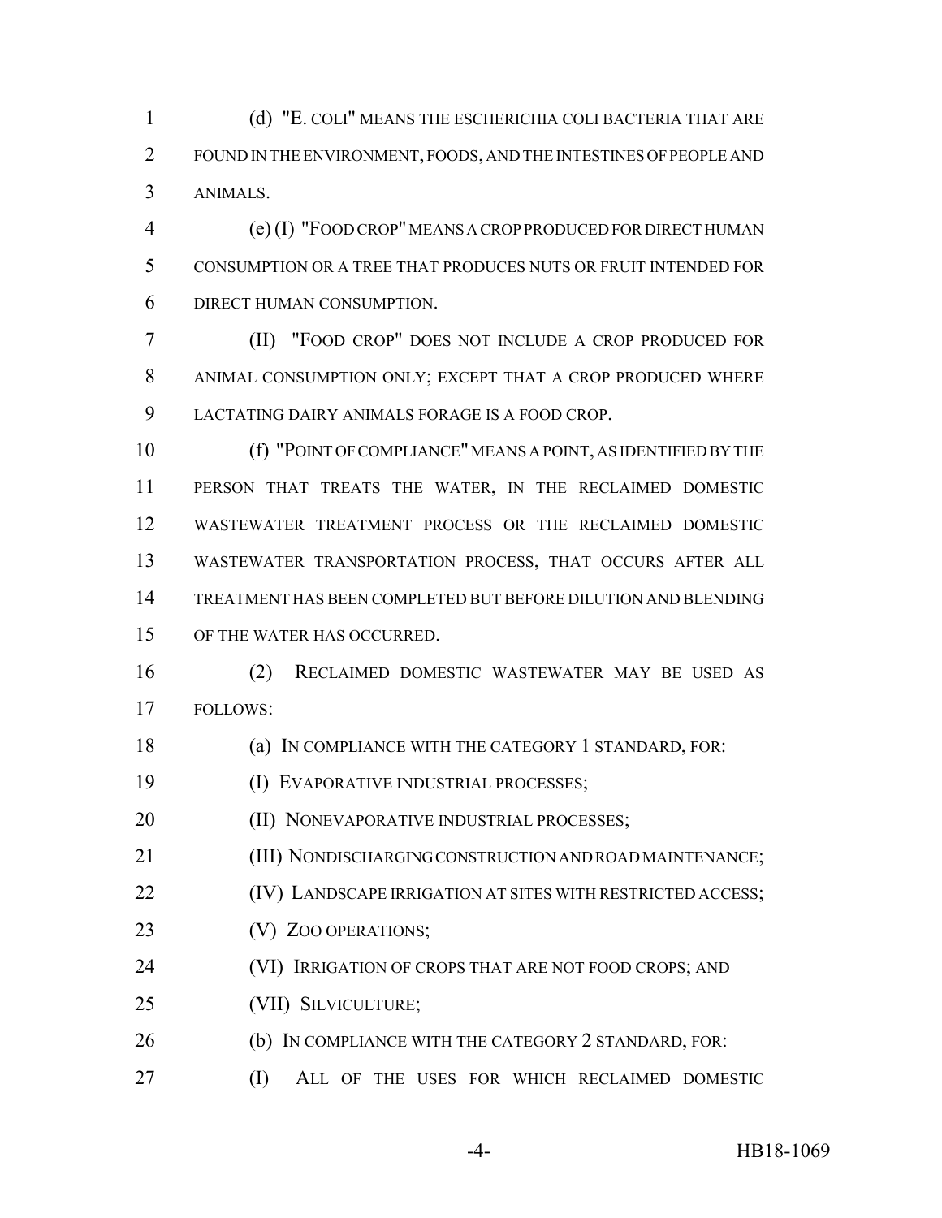(d) "E. COLI" MEANS THE ESCHERICHIA COLI BACTERIA THAT ARE FOUND IN THE ENVIRONMENT, FOODS, AND THE INTESTINES OF PEOPLE AND ANIMALS.

(e) (I) "FOOD CROP" MEANS A CROP PRODUCED FOR DIRECT HUMAN CONSUMPTION OR A TREE THAT PRODUCES NUTS OR FRUIT INTENDED FOR DIRECT HUMAN CONSUMPTION.

(II) "FOOD CROP" DOES NOT INCLUDE A CROP PRODUCED FOR ANIMAL CONSUMPTION ONLY; EXCEPT THAT A CROP PRODUCED WHERE LACTATING DAIRY ANIMALS FORAGE IS A FOOD CROP.

(f) "POINT OF COMPLIANCE" MEANS A POINT, AS IDENTIFIED BY THE PERSON THAT TREATS THE WATER, IN THE RECLAIMED DOMESTIC WASTEWATER TREATMENT PROCESS OR THE RECLAIMED DOMESTIC WASTEWATER TRANSPORTATION PROCESS, THAT OCCURS AFTER ALL TREATMENT HAS BEEN COMPLETED BUT BEFORE DILUTION AND BLENDING OF THE WATER HAS OCCURRED.

(2) RECLAIMED DOMESTIC WASTEWATER MAY BE USED AS FOLLOWS:

(a) IN COMPLIANCE WITH THE CATEGORY 1 STANDARD, FOR:

(I) EVAPORATIVE INDUSTRIAL PROCESSES;

(II) NONEVAPORATIVE INDUSTRIAL PROCESSES;

(III) NONDISCHARGING CONSTRUCTION AND ROAD MAINTENANCE;

(IV) LANDSCAPE IRRIGATION AT SITES WITH RESTRICTED ACCESS;

(V) ZOO OPERATIONS;

(VI) IRRIGATION OF CROPS THAT ARE NOT FOOD CROPS; AND

(VII) SILVICULTURE;

(b) IN COMPLIANCE WITH THE CATEGORY 2 STANDARD, FOR:

(I) ALL OF THE USES FOR WHICH RECLAIMED DOMESTIC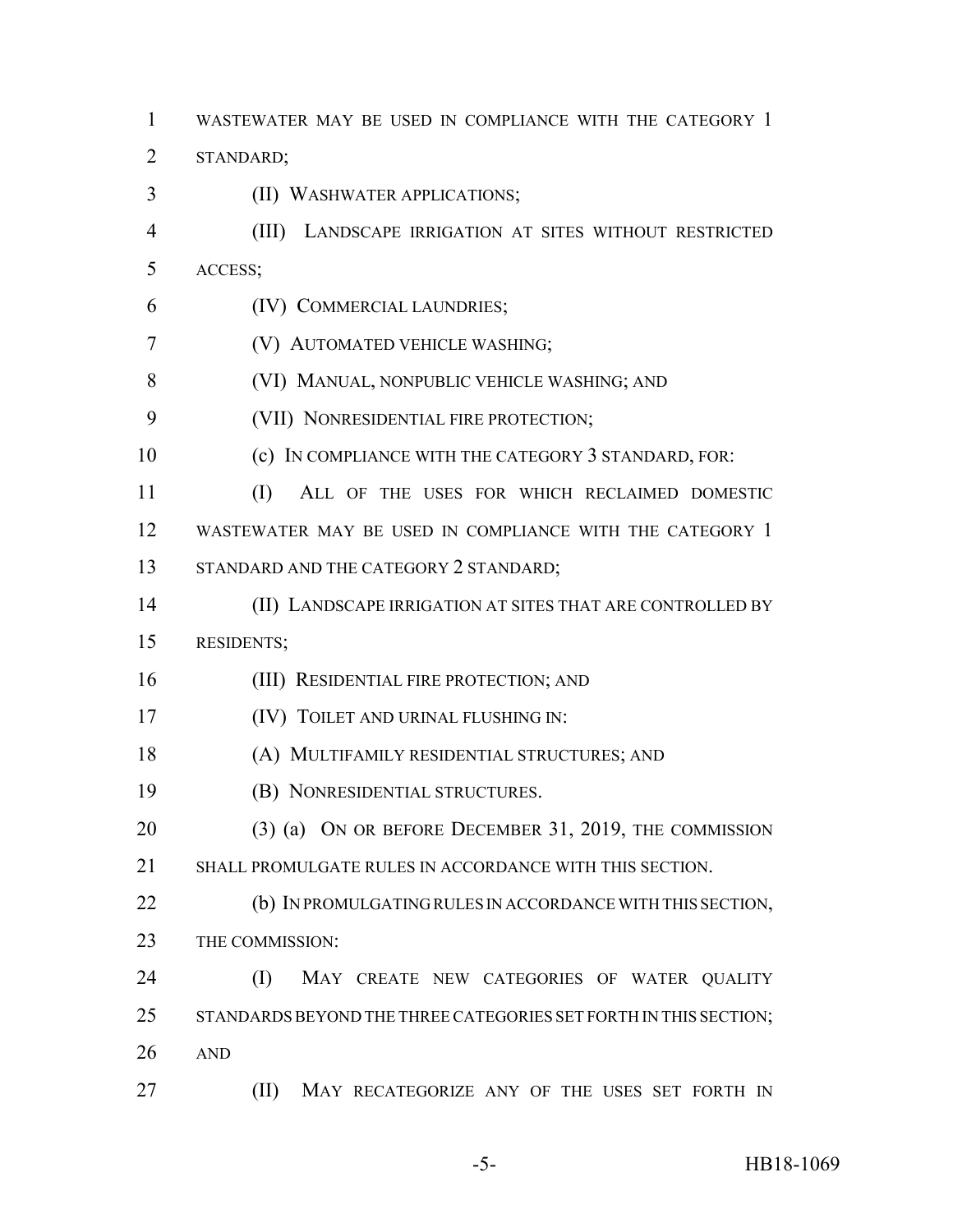WASTEWATER MAY BE USED IN COMPLIANCE WITH THE CATEGORY 1 STANDARD;

(II) WASHWATER APPLICATIONS;

(III) LANDSCAPE IRRIGATION AT SITES WITHOUT RESTRICTED ACCESS;

(IV) COMMERCIAL LAUNDRIES;

(V) AUTOMATED VEHICLE WASHING;

(VI) MANUAL, NONPUBLIC VEHICLE WASHING; AND

(VII) NONRESIDENTIAL FIRE PROTECTION;

(c) IN COMPLIANCE WITH THE CATEGORY 3 STANDARD, FOR:

(I) ALL OF THE USES FOR WHICH RECLAIMED DOMESTIC WASTEWATER MAY BE USED IN COMPLIANCE WITH THE CATEGORY 1 STANDARD AND THE CATEGORY 2 STANDARD;

(II) LANDSCAPE IRRIGATION AT SITES THAT ARE CONTROLLED BY RESIDENTS;

(III) RESIDENTIAL FIRE PROTECTION; AND

(IV) TOILET AND URINAL FLUSHING IN:

(A) MULTIFAMILY RESIDENTIAL STRUCTURES; AND

(B) NONRESIDENTIAL STRUCTURES.

(3) (a) ON OR BEFORE DECEMBER 31, 2019, THE COMMISSION SHALL PROMULGATE RULES IN ACCORDANCE WITH THIS SECTION.

(b) IN PROMULGATING RULES IN ACCORDANCE WITH THIS SECTION, THE COMMISSION:

(I) MAY CREATE NEW CATEGORIES OF WATER QUALITY STANDARDS BEYOND THE THREE CATEGORIES SET FORTH IN THIS SECTION; AND

(II) MAY RECATEGORIZE ANY OF THE USES SET FORTH IN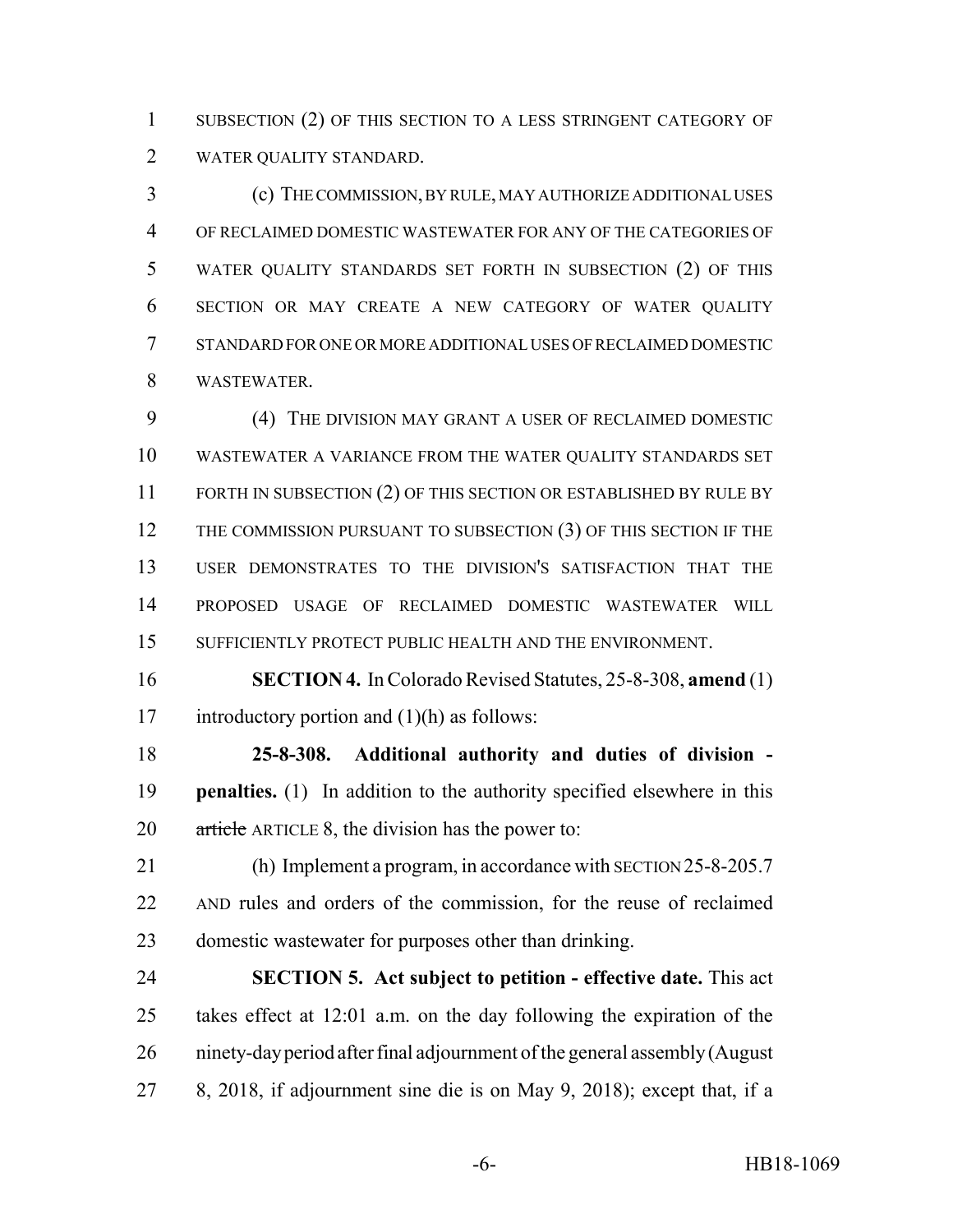SUBSECTION (2) OF THIS SECTION TO A LESS STRINGENT CATEGORY OF WATER QUALITY STANDARD.

(c) THE COMMISSION, BY RULE, MAY AUTHORIZE ADDITIONAL USES OF RECLAIMED DOMESTIC WASTEWATER FOR ANY OF THE CATEGORIES OF WATER QUALITY STANDARDS SET FORTH IN SUBSECTION (2) OF THIS SECTION OR MAY CREATE A NEW CATEGORY OF WATER QUALITY STANDARD FOR ONE OR MORE ADDITIONAL USES OF RECLAIMED DOMESTIC WASTEWATER.

(4) THE DIVISION MAY GRANT A USER OF RECLAIMED DOMESTIC WASTEWATER A VARIANCE FROM THE WATER QUALITY STANDARDS SET FORTH IN SUBSECTION (2) OF THIS SECTION OR ESTABLISHED BY RULE BY THE COMMISSION PURSUANT TO SUBSECTION (3) OF THIS SECTION IF THE USER DEMONSTRATES TO THE DIVISION'S SATISFACTION THAT THE PROPOSED USAGE OF RECLAIMED DOMESTIC WASTEWATER WILL SUFFICIENTLY PROTECT PUBLIC HEALTH AND THE ENVIRONMENT.

**SECTION 4.** In Colorado Revised Statutes, 25-8-308, **amend** (1) introductory portion and (1)(h) as follows:

**25-8-308. Additional authority and duties of division - penalties.** (1) In addition to the authority specified elsewhere in this ~~article~~ ARTICLE 8, the division has the power to:

(h) Implement a program, in accordance with SECTION 25-8-205.7 AND rules and orders of the commission, for the reuse of reclaimed domestic wastewater for purposes other than drinking.

**SECTION 5. Act subject to petition - effective date.** This act takes effect at 12:01 a.m. on the day following the expiration of the ninety-day period after final adjournment of the general assembly (August 8, 2018, if adjournment sine die is on May 9, 2018); except that, if a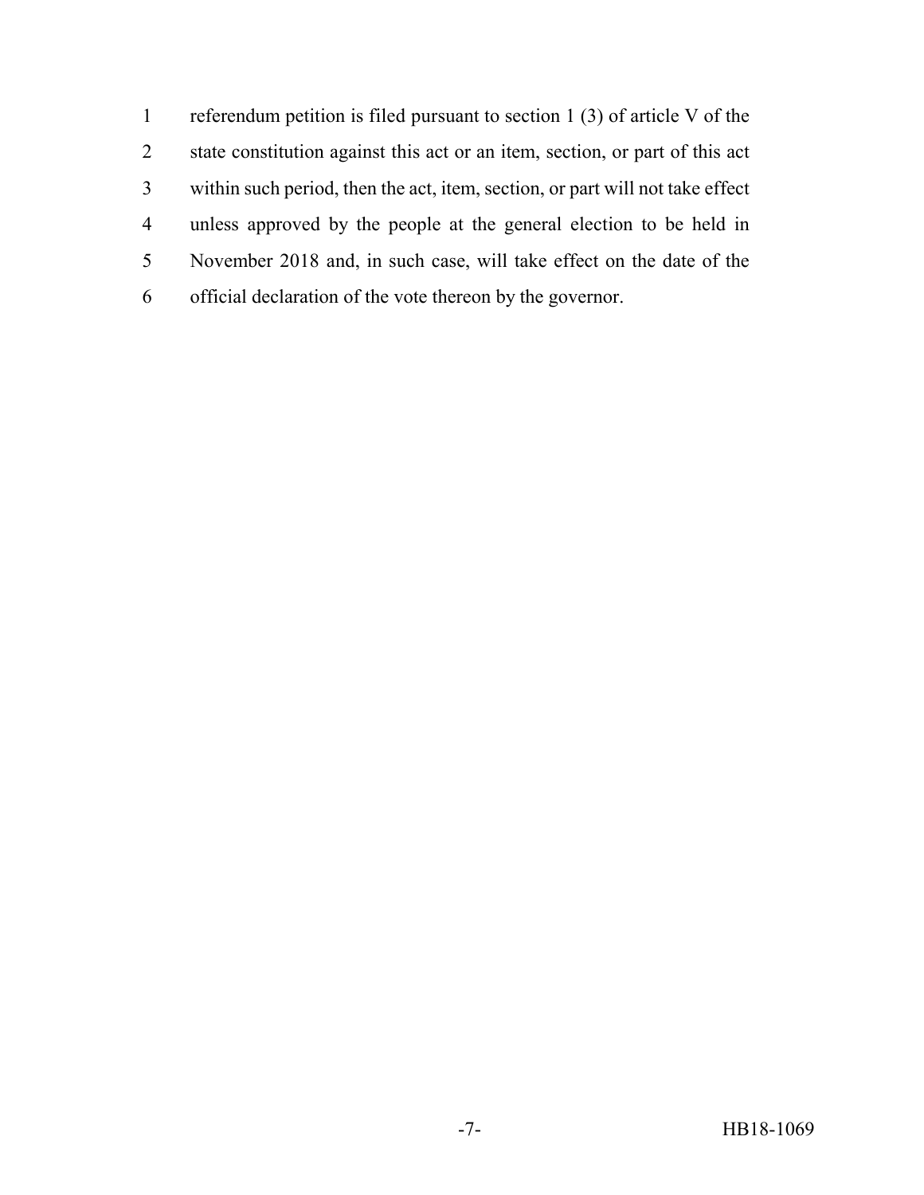referendum petition is filed pursuant to section 1 (3) of article V of the state constitution against this act or an item, section, or part of this act within such period, then the act, item, section, or part will not take effect unless approved by the people at the general election to be held in November 2018 and, in such case, will take effect on the date of the official declaration of the vote thereon by the governor.